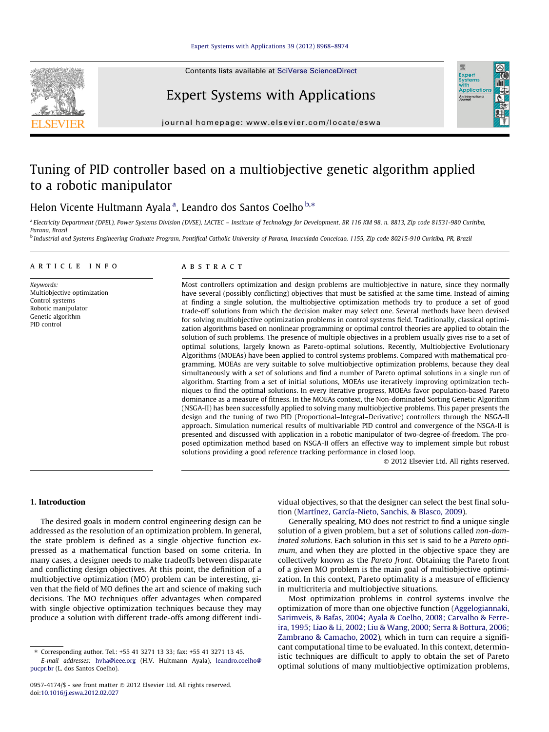# Tuning of PID controller based on a multiobjective genetic algorithm applied to a robotic manipulator

Helon Vicente Hultmann Ayala [a], Leandro dos Santos Coelho [b,*]

[a] Electricity Department (DPEL), Power Systems Division (DVSE), LACTEC – Institute of Technology for Development, BR 116 KM 98, n. 8813, Zip code 81531-980 Curitiba, Parana, Brazil

[b] Industrial and Systems Engineering Graduate Program, Pontifical Catholic University of Parana, Imaculada Conceicao, 1155, Zip code 80215-910 Curitiba, PR, Brazil

## ARTICLE INFO

*Keywords:*
Multiobjective optimization
Control systems
Robotic manipulator
Genetic algorithm
PID control

## ABSTRACT

Most controllers optimization and design problems are multiobjective in nature, since they normally have several (possibly conflicting) objectives that must be satisfied at the same time. Instead of aiming at finding a single solution, the multiobjective optimization methods try to produce a set of good trade-off solutions from which the decision maker may select one. Several methods have been devised for solving multiobjective optimization problems in control systems field. Traditionally, classical optimization algorithms based on nonlinear programming or optimal control theories are applied to obtain the solution of such problems. The presence of multiple objectives in a problem usually gives rise to a set of optimal solutions, largely known as Pareto-optimal solutions. Recently, Multiobjective Evolutionary Algorithms (MOEAs) have been applied to control systems problems. Compared with mathematical programming, MOEAs are very suitable to solve multiobjective optimization problems, because they deal simultaneously with a set of solutions and find a number of Pareto optimal solutions in a single run of algorithm. Starting from a set of initial solutions, MOEAs use iteratively improving optimization techniques to find the optimal solutions. In every iterative progress, MOEAs favor population-based Pareto dominance as a measure of fitness. In the MOEAs context, the Non-dominated Sorting Genetic Algorithm (NSGA-II) has been successfully applied to solving many multiobjective problems. This paper presents the design and the tuning of two PID (Proportional–Integral–Derivative) controllers through the NSGA-II approach. Simulation numerical results of multivariable PID control and convergence of the NSGA-II is presented and discussed with application in a robotic manipulator of two-degree-of-freedom. The proposed optimization method based on NSGA-II offers an effective way to implement simple but robust solutions providing a good reference tracking performance in closed loop.

© 2012 Elsevier Ltd. All rights reserved.

## 1. Introduction

The desired goals in modern control engineering design can be addressed as the resolution of an optimization problem. In general, the state problem is defined as a single objective function expressed as a mathematical function based on some criteria. In many cases, a designer needs to make tradeoffs between disparate and conflicting design objectives. At this point, the definition of a multiobjective optimization (MO) problem can be interesting, given that the field of MO defines the art and science of making such decisions. The MO techniques offer advantages when compared with single objective optimization techniques because they may produce a solution with different trade-offs among different individual objectives, so that the designer can select the best final solution (Martínez, García-Nieto, Sanchis, & Blasco, 2009).

Generally speaking, MO does not restrict to find a unique single solution of a given problem, but a set of solutions called *non-dominated solutions*. Each solution in this set is said to be a *Pareto optimum*, and when they are plotted in the objective space they are collectively known as the *Pareto front*. Obtaining the Pareto front of a given MO problem is the main goal of multiobjective optimization. In this context, Pareto optimality is a measure of efficiency in multicriteria and multiobjective situations.

Most optimization problems in control systems involve the optimization of more than one objective function (Aggelogiannaki, Sarimveis, & Bafas, 2004; Ayala & Coelho, 2008; Carvalho & Ferreira, 1995; Liao & Li, 2002; Liu & Wang, 2000; Serra & Bottura, 2006; Zambrano & Camacho, 2002), which in turn can require a significant computational time to be evaluated. In this context, deterministic techniques are difficult to apply to obtain the set of Pareto optimal solutions of many multiobjective optimization problems,

* Corresponding author. Tel.: +55 41 3271 13 33; fax: +55 41 3271 13 45.
E-mail addresses: hvha@ieee.org (H.V. Hultmann Ayala), leandro.coelho@pucpr.br (L. dos Santos Coelho).

0957-4174/$ - see front matter © 2012 Elsevier Ltd. All rights reserved.
doi:10.1016/j.eswa.2012.02.027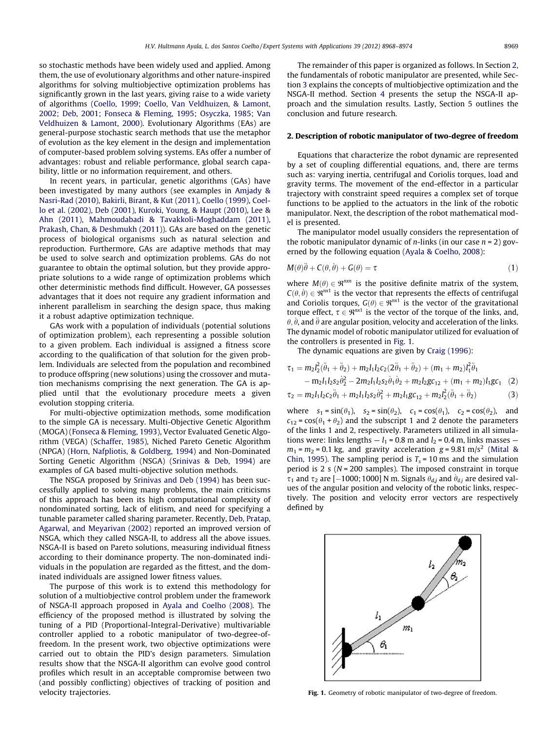so stochastic methods have been widely used and applied. Among them, the use of evolutionary algorithms and other nature-inspired algorithms for solving multiobjective optimization problems has significantly grown in the last years, giving raise to a wide variety of algorithms (Coello, 1999; Coello, Van Veldhuizen, & Lamont, 2002; Deb, 2001; Fonseca & Fleming, 1995; Osyczka, 1985; Van Veldhuizen & Lamont, 2000). Evolutionary Algorithms (EAs) are general-purpose stochastic search methods that use the metaphor of evolution as the key element in the design and implementation of computer-based problem solving systems. EAs offer a number of advantages: robust and reliable performance, global search capability, little or no information requirement, and others.

In recent years, in particular, genetic algorithms (GAs) have been investigated by many authors (see examples in Amjady & Nasri-Rad (2010), Bakirli, Birant, & Kut (2011), Coello (1999), Coello et al. (2002), Deb (2001), Kuroki, Young, & Haupt (2010), Lee & Ahn (2011), Mahmoudabadi & Tavakkoli-Moghaddam (2011), Prakash, Chan, & Deshmukh (2011)). GAs are based on the genetic process of biological organisms such as natural selection and reproduction. Furthermore, GAs are adaptive methods that may be used to solve search and optimization problems. GAs do not guarantee to obtain the optimal solution, but they provide appropriate solutions to a wide range of optimization problems which other deterministic methods find difficult. However, GA possesses advantages that it does not require any gradient information and inherent parallelism in searching the design space, thus making it a robust adaptive optimization technique.

GAs work with a population of individuals (potential solutions of optimization problem), each representing a possible solution to a given problem. Each individual is assigned a fitness score according to the qualification of that solution for the given problem. Individuals are selected from the population and recombined to produce offspring (new solutions) using the crossover and mutation mechanisms comprising the next generation. The GA is applied until that the evolutionary procedure meets a given evolution stopping criteria.

For multi-objective optimization methods, some modification to the simple GA is necessary. Multi-Objective Genetic Algorithm (MOGA) (Fonseca & Fleming, 1993), Vector Evaluated Genetic Algorithm (VEGA) (Schaffer, 1985), Niched Pareto Genetic Algorithm (NPGA) (Horn, Nafpliotis, & Goldberg, 1994) and Non-Dominated Sorting Genetic Algorithm (NSGA) (Srinivas & Deb, 1994) are examples of GA based multi-objective solution methods.

The NSGA proposed by Srinivas and Deb (1994) has been successfully applied to solving many problems, the main criticisms of this approach has been its high computational complexity of nondominated sorting, lack of elitism, and need for specifying a tunable parameter called sharing parameter. Recently, Deb, Pratap, Agarwal, and Meyarivan (2002) reported an improved version of NSGA, which they called NSGA-II, to address all the above issues. NSGA-II is based on Pareto solutions, measuring individual fitness according to their dominance property. The non-dominated individuals in the population are regarded as the fittest, and the dominated individuals are assigned lower fitness values.

The purpose of this work is to extend this methodology for solution of a multiobjective control problem under the framework of NSGA-II approach proposed in Ayala and Coelho (2008). The efficiency of the proposed method is illustrated by solving the tuning of a PID (Proportional-Integral-Derivative) multivariable controller applied to a robotic manipulator of two-degree-of-freedom. In the present work, two objective optimizations were carried out to obtain the PID's design parameters. Simulation results show that the NSGA-II algorithm can evolve good control profiles which result in an acceptable compromise between two (and possibly conflicting) objectives of tracking of position and velocity trajectories.

The remainder of this paper is organized as follows. In Section 2, the fundamentals of robotic manipulator are presented, while Section 3 explains the concepts of multiobjective optimization and the NSGA-II method. Section 4 presents the setup the NSGA-II approach and the simulation results. Lastly, Section 5 outlines the conclusion and future research.

## 2. Description of robotic manipulator of two-degree of freedom

Equations that characterize the robot dynamic are represented by a set of coupling differential equations, and, there are terms such as: varying inertia, centrifugal and Coriolis torques, load and gravity terms. The movement of the end-effector in a particular trajectory with constraint speed requires a complex set of torque functions to be applied to the actuators in the link of the robotic manipulator. Next, the description of the robot mathematical model is presented.

The manipulator model usually considers the representation of the robotic manipulator dynamic of $n$-links (in our case $n = 2$) governed by the following equation (Ayala & Coelho, 2008):

$$M(\theta)\ddot{\theta} + C(\theta,\dot{\theta}) + G(\theta) = \tau \tag{1}$$

where $M(\theta) \in \Re^{nxn}$ is the positive definite matrix of the system, $C(\theta,\dot{\theta}) \in \Re^{nx1}$ is the vector that represents the effects of centrifugal and Coriolis torques, $G(\theta) \in \Re^{nx1}$ is the vector of the gravitational torque effect, $\tau \in \Re^{nx1}$ is the vector of the torque of the links, and, $\theta, \dot{\theta}$, and $\ddot{\theta}$ are angular position, velocity and acceleration of the links. The dynamic model of robotic manipulator utilized for evaluation of the controllers is presented in Fig. 1.

The dynamic equations are given by Craig (1996):

$$\begin{aligned}\tau_1 = {} & m_2 l_2^2(\ddot{\theta}_1 + \ddot{\theta}_2) + m_2 l_1 l_2 c_2(2\ddot{\theta}_1 + \ddot{\theta}_2) + (m_1 + m_2) l_1^2 \ddot{\theta}_1 \\ & - m_2 l_1 l_2 s_2 \dot{\theta}_2^2 - 2 m_2 l_1 l_2 s_2 \dot{\theta}_1 \dot{\theta}_2 + m_2 l_2 g c_{12} + (m_1 + m_2) l_1 g c_1\end{aligned} \tag{2}$$

$$\tau_2 = m_2 l_1 l_2 c_2 \ddot{\theta}_1 + m_2 l_1 l_2 s_2 \dot{\theta}_1^2 + m_2 l_2 g c_{12} + m_2 l_2^2(\ddot{\theta}_1 + \ddot{\theta}_2) \tag{3}$$

where $s_1 = \sin(\theta_1)$, $s_2 = \sin(\theta_2)$, $c_1 = \cos(\theta_1)$, $c_2 = \cos(\theta_2)$, and $c_{12} = \cos(\theta_1 + \theta_2)$ and the subscript 1 and 2 denote the parameters of the links 1 and 2, respectively. Parameters utilized in all simulations were: links lengths — $l_1 = 0.8$ m and $l_2 = 0.4$ m, links masses — $m_1 = m_2 = 0.1$ kg, and gravity acceleration $g = 9.81$ m/s$^2$ (Mital & Chin, 1995). The sampling period is $T_s = 10$ ms and the simulation period is 2 s ($N = 200$ samples). The imposed constraint in torque $\tau_1$ and $\tau_2$ are $[-1000; 1000]$ N m. Signals $\theta_{dj}$ and $\dot{\theta}_{dj}$ are desired values of the angular position and velocity of the robotic links, respectively. The position and velocity error vectors are respectively defined by

Fig. 1. Geometry of robotic manipulator of two-degree of freedom.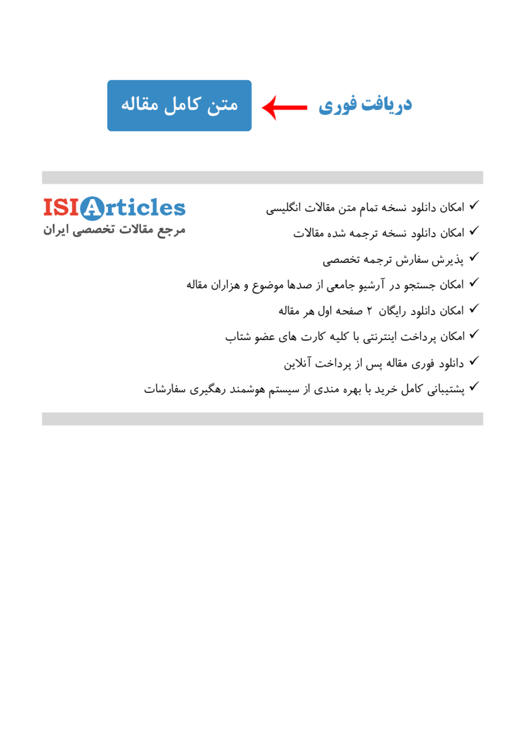متن کامل مقاله ← دریافت فوری

**ISIArticles**
مرجع مقالات تخصصی ایران

- ✓ امکان دانلود نسخه تمام متن مقالات انگلیسی
- ✓ امکان دانلود نسخه ترجمه شده مقالات
- ✓ پذیرش سفارش ترجمه تخصصی
- ✓ امکان جستجو در آرشیو جامعی از صدها موضوع و هزاران مقاله
- ✓ امکان دانلود رایگان ۲ صفحه اول هر مقاله
- ✓ امکان پرداخت اینترنتی با کلیه کارت های عضو شتاب
- ✓ دانلود فوری مقاله پس از پرداخت آنلاین
- ✓ پشتیبانی کامل خرید با بهره مندی از سیستم هوشمند رهگیری سفارشات